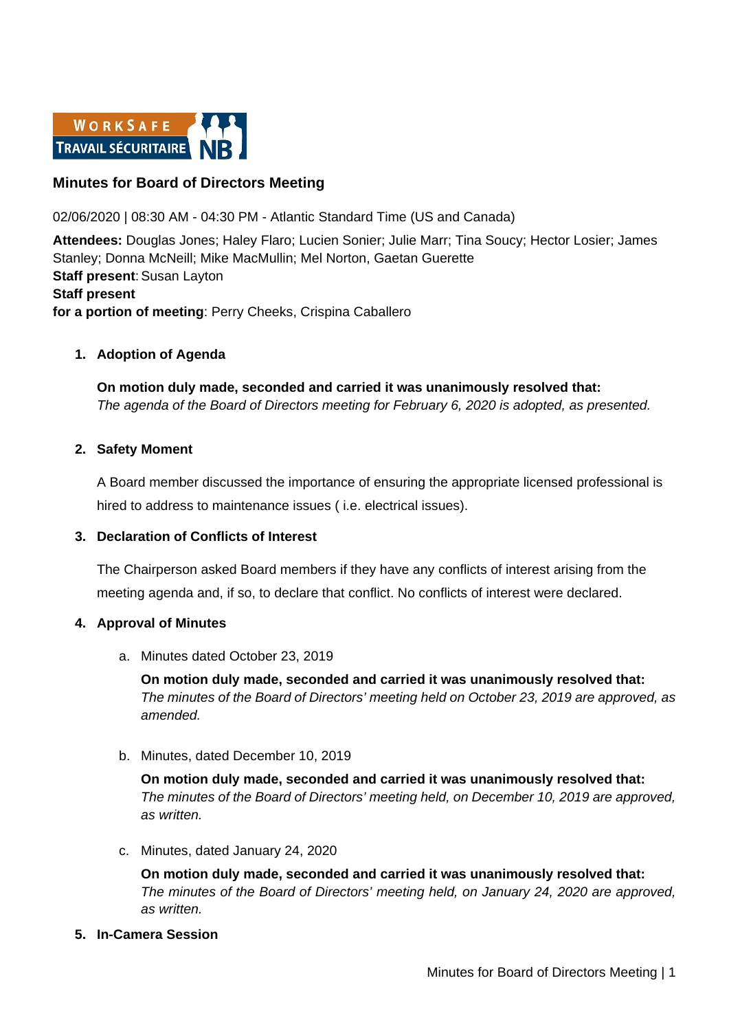## Minutes for Board of Directors Meeting

02/06/2020 | 08:30 AM - 04:30 PM - Atlantic Standard Time (US and Canada)

**Attendees:** Douglas Jones; Haley Flaro; Lucien Sonier; Julie Marr; Tina Soucy; Hector Losier; James Stanley; Donna McNeill; Mike MacMullin; Mel Norton, Gaetan Guerette
**Staff present**: Susan Layton
**Staff present for a portion of meeting**: Perry Cheeks, Crispina Caballero

1. **Adoption of Agenda**

   **On motion duly made, seconded and carried it was unanimously resolved that:**
   *The agenda of the Board of Directors meeting for February 6, 2020 is adopted, as presented.*

2. **Safety Moment**

   A Board member discussed the importance of ensuring the appropriate licensed professional is hired to address to maintenance issues ( i.e. electrical issues).

3. **Declaration of Conflicts of Interest**

   The Chairperson asked Board members if they have any conflicts of interest arising from the meeting agenda and, if so, to declare that conflict. No conflicts of interest were declared.

4. **Approval of Minutes**

   a. Minutes dated October 23, 2019

      **On motion duly made, seconded and carried it was unanimously resolved that:**
      *The minutes of the Board of Directors' meeting held on October 23, 2019 are approved, as amended.*

   b. Minutes, dated December 10, 2019

      **On motion duly made, seconded and carried it was unanimously resolved that:**
      *The minutes of the Board of Directors' meeting held, on December 10, 2019 are approved, as written.*

   c. Minutes, dated January 24, 2020

      **On motion duly made, seconded and carried it was unanimously resolved that:**
      *The minutes of the Board of Directors' meeting held, on January 24, 2020 are approved, as written.*

5. **In-Camera Session**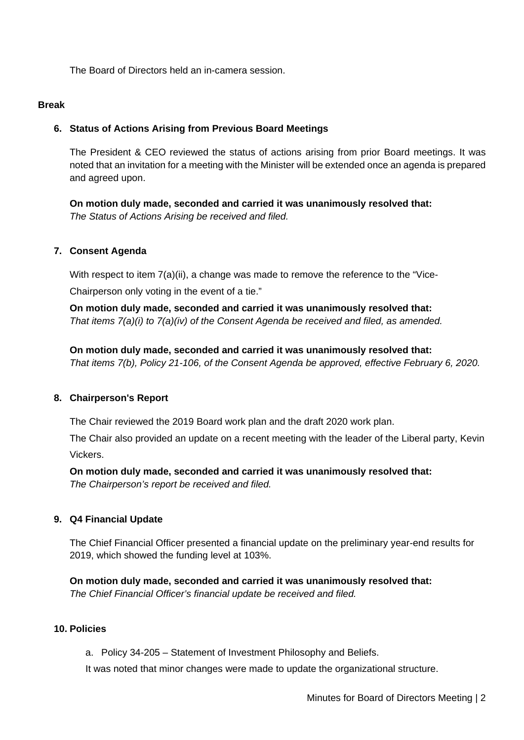The Board of Directors held an in-camera session.

**Break**

## 6. Status of Actions Arising from Previous Board Meetings

The President & CEO reviewed the status of actions arising from prior Board meetings. It was noted that an invitation for a meeting with the Minister will be extended once an agenda is prepared and agreed upon.

**On motion duly made, seconded and carried it was unanimously resolved that:**
*The Status of Actions Arising be received and filed.*

## 7. Consent Agenda

With respect to item 7(a)(ii), a change was made to remove the reference to the "Vice-Chairperson only voting in the event of a tie."

**On motion duly made, seconded and carried it was unanimously resolved that:**
*That items 7(a)(i) to 7(a)(iv) of the Consent Agenda be received and filed, as amended.*

**On motion duly made, seconded and carried it was unanimously resolved that:**
*That items 7(b), Policy 21-106, of the Consent Agenda be approved, effective February 6, 2020.*

## 8. Chairperson's Report

The Chair reviewed the 2019 Board work plan and the draft 2020 work plan.

The Chair also provided an update on a recent meeting with the leader of the Liberal party, Kevin Vickers.

**On motion duly made, seconded and carried it was unanimously resolved that:**
*The Chairperson's report be received and filed.*

## 9. Q4 Financial Update

The Chief Financial Officer presented a financial update on the preliminary year-end results for 2019, which showed the funding level at 103%.

**On motion duly made, seconded and carried it was unanimously resolved that:**
*The Chief Financial Officer's financial update be received and filed.*

## 10. Policies

a. Policy 34-205 – Statement of Investment Philosophy and Beliefs.

It was noted that minor changes were made to update the organizational structure.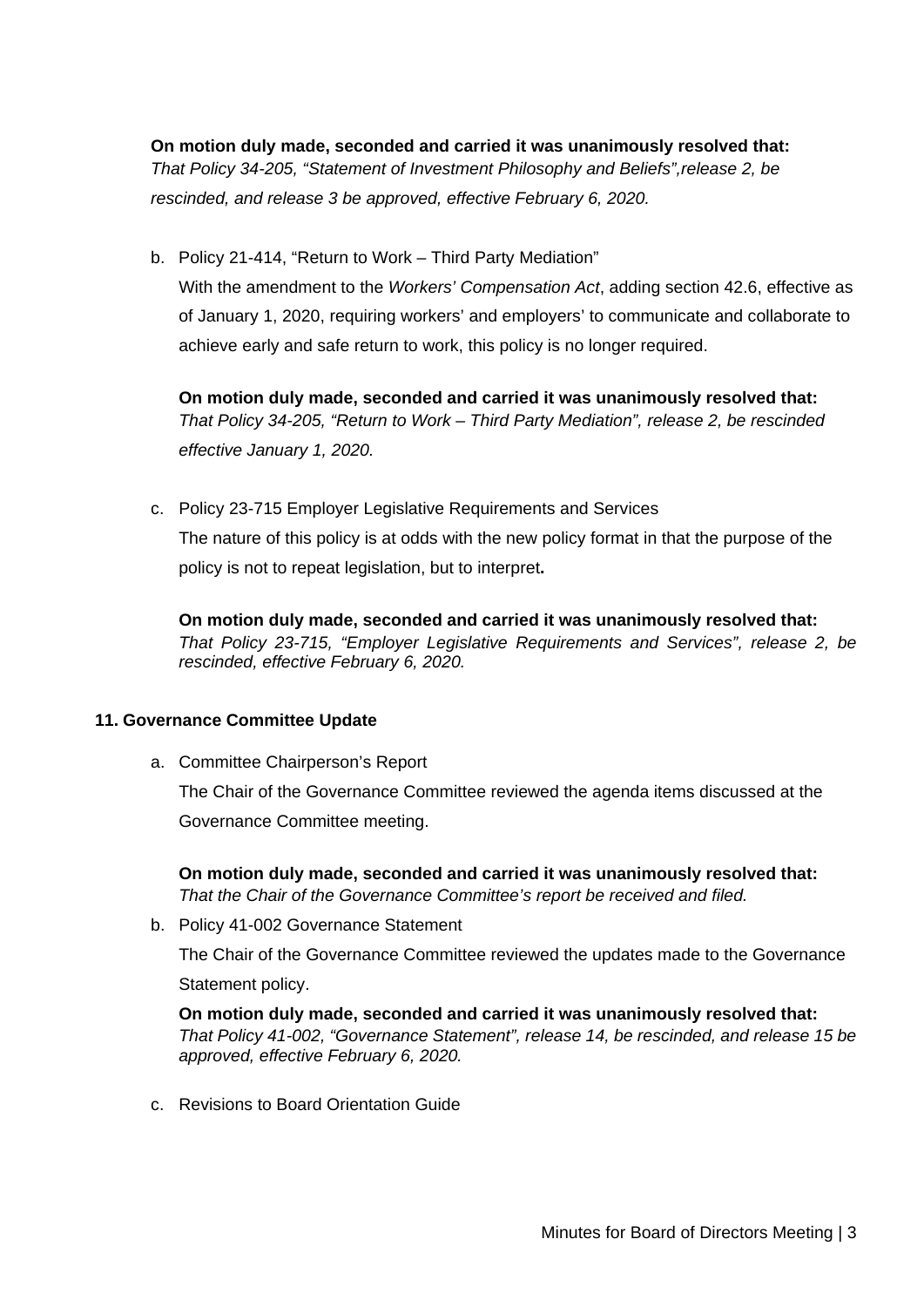**On motion duly made, seconded and carried it was unanimously resolved that:**
*That Policy 34-205, "Statement of Investment Philosophy and Beliefs",release 2, be rescinded, and release 3 be approved, effective February 6, 2020.*

b. Policy 21-414, "Return to Work – Third Party Mediation"

   With the amendment to the *Workers' Compensation Act*, adding section 42.6, effective as of January 1, 2020, requiring workers' and employers' to communicate and collaborate to achieve early and safe return to work, this policy is no longer required.

   **On motion duly made, seconded and carried it was unanimously resolved that:**
   *That Policy 34-205, "Return to Work – Third Party Mediation", release 2, be rescinded effective January 1, 2020.*

c. Policy 23-715 Employer Legislative Requirements and Services

   The nature of this policy is at odds with the new policy format in that the purpose of the policy is not to repeat legislation, but to interpret**.**

   **On motion duly made, seconded and carried it was unanimously resolved that:**
   *That Policy 23-715, "Employer Legislative Requirements and Services", release 2, be rescinded, effective February 6, 2020.*

**11. Governance Committee Update**

a. Committee Chairperson's Report

   The Chair of the Governance Committee reviewed the agenda items discussed at the Governance Committee meeting.

   **On motion duly made, seconded and carried it was unanimously resolved that:**
   *That the Chair of the Governance Committee's report be received and filed.*

b. Policy 41-002 Governance Statement

   The Chair of the Governance Committee reviewed the updates made to the Governance Statement policy.

   **On motion duly made, seconded and carried it was unanimously resolved that:**
   *That Policy 41-002, "Governance Statement", release 14, be rescinded, and release 15 be approved, effective February 6, 2020.*

c. Revisions to Board Orientation Guide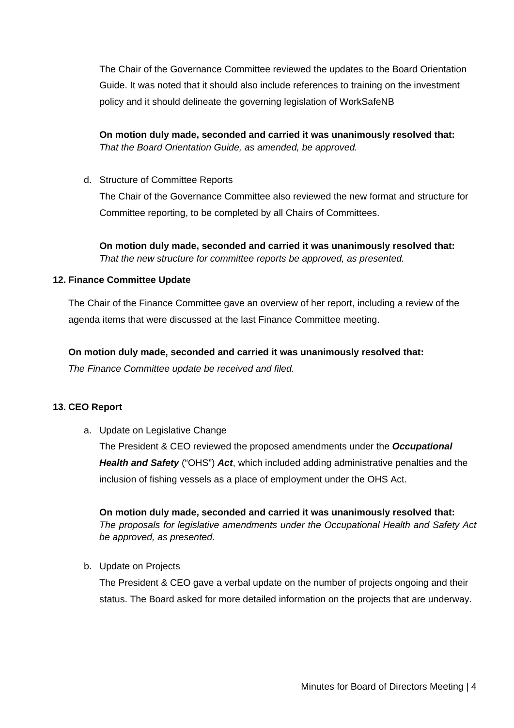The Chair of the Governance Committee reviewed the updates to the Board Orientation Guide. It was noted that it should also include references to training on the investment policy and it should delineate the governing legislation of WorkSafeNB

**On motion duly made, seconded and carried it was unanimously resolved that:**
*That the Board Orientation Guide, as amended, be approved.*

d. Structure of Committee Reports

   The Chair of the Governance Committee also reviewed the new format and structure for Committee reporting, to be completed by all Chairs of Committees.

   **On motion duly made, seconded and carried it was unanimously resolved that:**
   *That the new structure for committee reports be approved, as presented.*

**12. Finance Committee Update**

The Chair of the Finance Committee gave an overview of her report, including a review of the agenda items that were discussed at the last Finance Committee meeting.

**On motion duly made, seconded and carried it was unanimously resolved that:**
*The Finance Committee update be received and filed.*

**13. CEO Report**

a. Update on Legislative Change

   The President & CEO reviewed the proposed amendments under the ***Occupational Health and Safety*** ("OHS") ***Act***, which included adding administrative penalties and the inclusion of fishing vessels as a place of employment under the OHS Act.

   **On motion duly made, seconded and carried it was unanimously resolved that:**
   *The proposals for legislative amendments under the Occupational Health and Safety Act be approved, as presented.*

b. Update on Projects

   The President & CEO gave a verbal update on the number of projects ongoing and their status. The Board asked for more detailed information on the projects that are underway.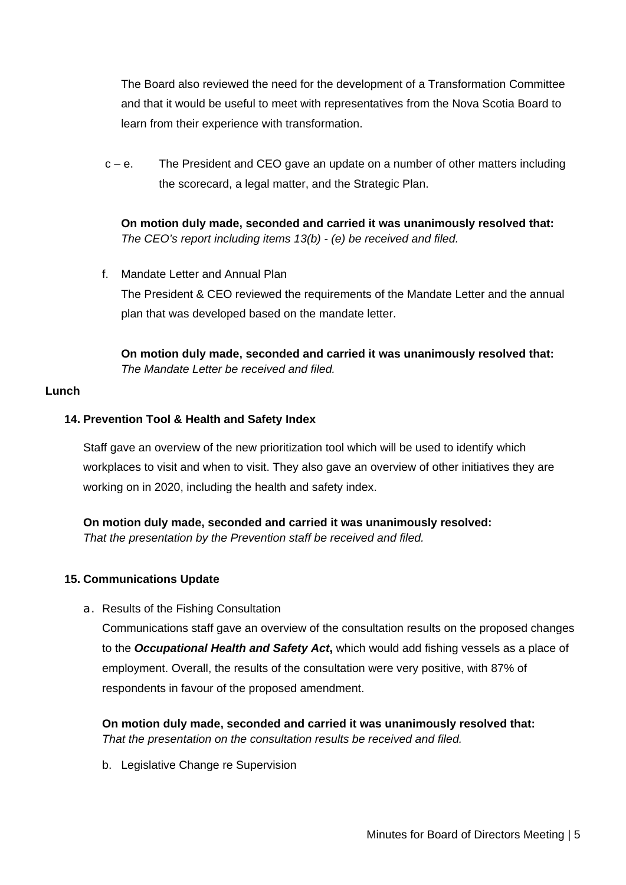The Board also reviewed the need for the development of a Transformation Committee and that it would be useful to meet with representatives from the Nova Scotia Board to learn from their experience with transformation.

c – e. The President and CEO gave an update on a number of other matters including the scorecard, a legal matter, and the Strategic Plan.

**On motion duly made, seconded and carried it was unanimously resolved that:**
*The CEO's report including items 13(b) - (e) be received and filed.*

f. Mandate Letter and Annual Plan

The President & CEO reviewed the requirements of the Mandate Letter and the annual plan that was developed based on the mandate letter.

**On motion duly made, seconded and carried it was unanimously resolved that:**
*The Mandate Letter be received and filed.*

**Lunch**

**14. Prevention Tool & Health and Safety Index**

Staff gave an overview of the new prioritization tool which will be used to identify which workplaces to visit and when to visit. They also gave an overview of other initiatives they are working on in 2020, including the health and safety index.

**On motion duly made, seconded and carried it was unanimously resolved:**
*That the presentation by the Prevention staff be received and filed.*

**15. Communications Update**

a. Results of the Fishing Consultation

Communications staff gave an overview of the consultation results on the proposed changes to the ***Occupational Health and Safety Act*****,** which would add fishing vessels as a place of employment. Overall, the results of the consultation were very positive, with 87% of respondents in favour of the proposed amendment.

**On motion duly made, seconded and carried it was unanimously resolved that:**
*That the presentation on the consultation results be received and filed.*

b. Legislative Change re Supervision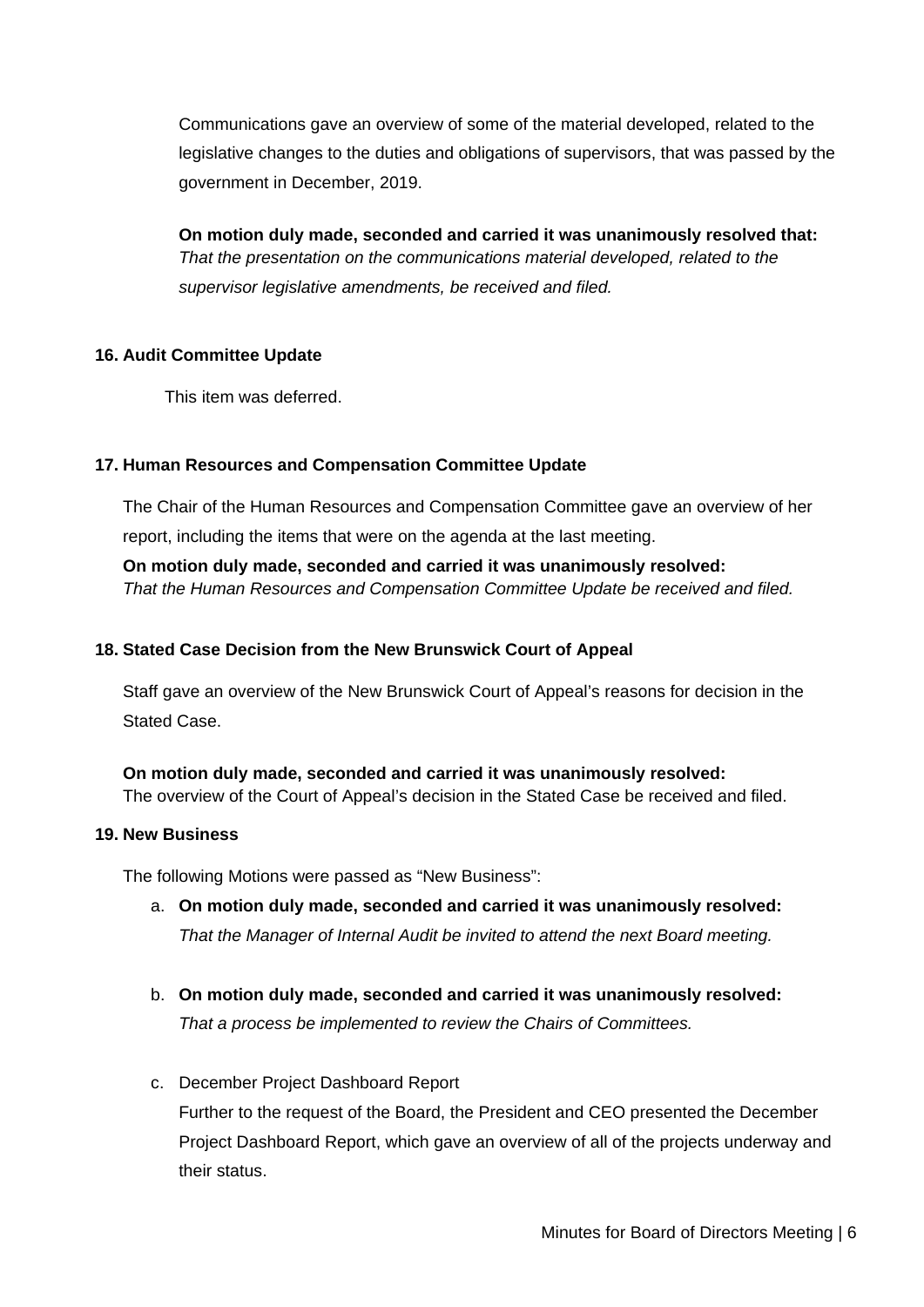Communications gave an overview of some of the material developed, related to the legislative changes to the duties and obligations of supervisors, that was passed by the government in December, 2019.

**On motion duly made, seconded and carried it was unanimously resolved that:**
*That the presentation on the communications material developed, related to the supervisor legislative amendments, be received and filed.*

**16. Audit Committee Update**

This item was deferred.

**17. Human Resources and Compensation Committee Update**

The Chair of the Human Resources and Compensation Committee gave an overview of her report, including the items that were on the agenda at the last meeting.

**On motion duly made, seconded and carried it was unanimously resolved:**
*That the Human Resources and Compensation Committee Update be received and filed.*

**18. Stated Case Decision from the New Brunswick Court of Appeal**

Staff gave an overview of the New Brunswick Court of Appeal's reasons for decision in the Stated Case.

**On motion duly made, seconded and carried it was unanimously resolved:**
The overview of the Court of Appeal's decision in the Stated Case be received and filed.

**19. New Business**

The following Motions were passed as "New Business":

a. **On motion duly made, seconded and carried it was unanimously resolved:**
*That the Manager of Internal Audit be invited to attend the next Board meeting.*

b. **On motion duly made, seconded and carried it was unanimously resolved:**
*That a process be implemented to review the Chairs of Committees.*

c. December Project Dashboard Report
Further to the request of the Board, the President and CEO presented the December Project Dashboard Report, which gave an overview of all of the projects underway and their status.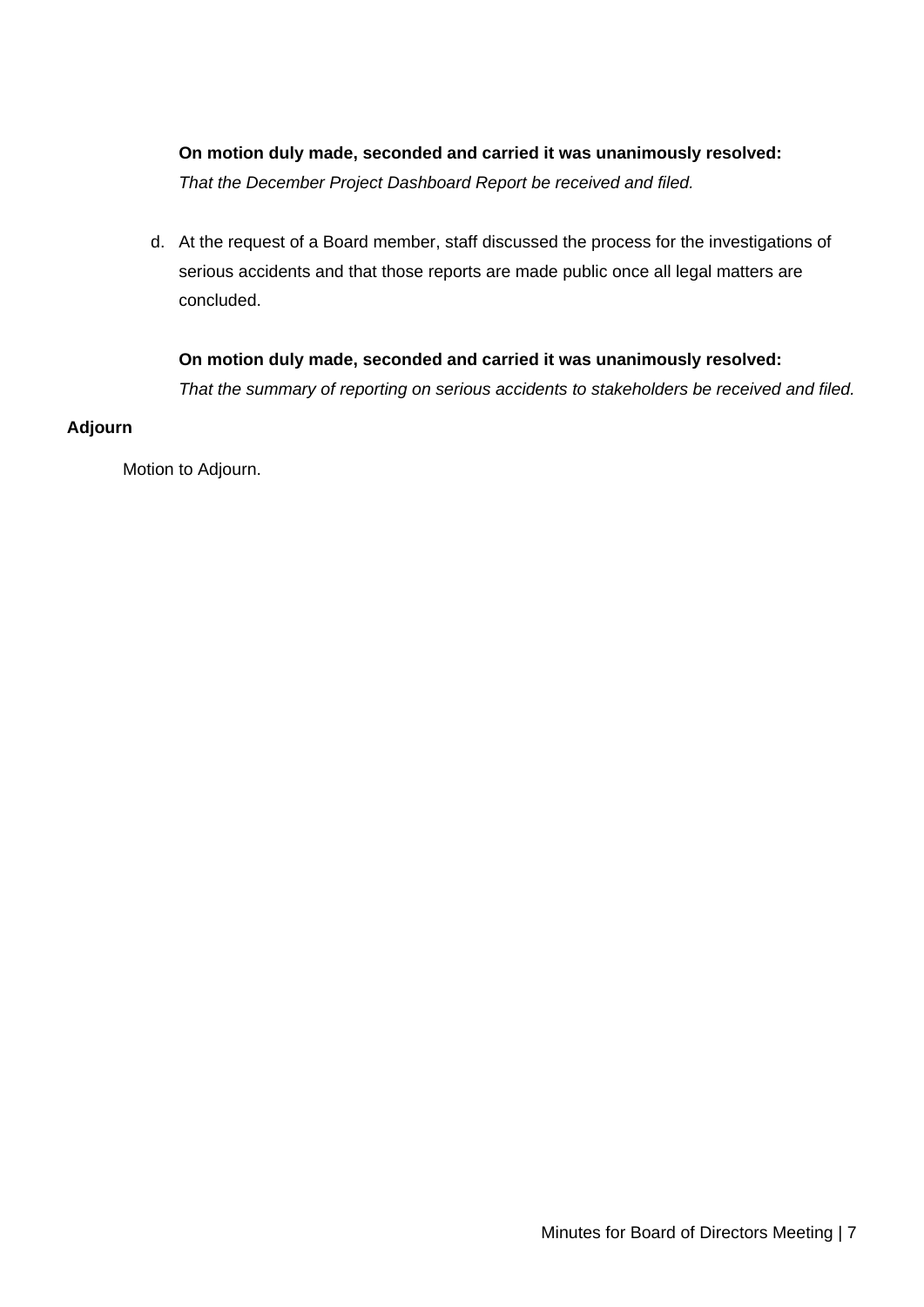**On motion duly made, seconded and carried it was unanimously resolved:**
*That the December Project Dashboard Report be received and filed.*

d. At the request of a Board member, staff discussed the process for the investigations of serious accidents and that those reports are made public once all legal matters are concluded.

**On motion duly made, seconded and carried it was unanimously resolved:**
*That the summary of reporting on serious accidents to stakeholders be received and filed.*

**Adjourn**

Motion to Adjourn.